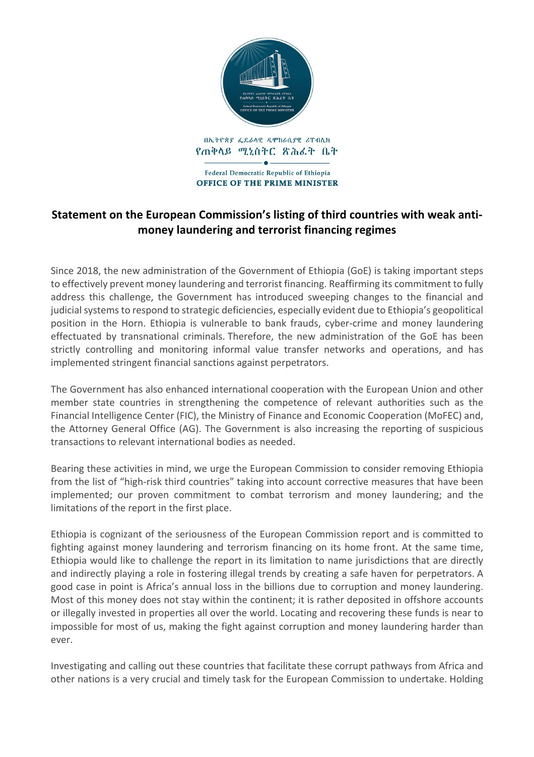በኢትዮጵያ ፌዴራላዊ ዲሞክራሲያዊ ሪፐብሊክ

የጠቅላይ ሚኒስትር ጽሕፈት ቤት

Federal Democratic Republic of Ethiopia

OFFICE OF THE PRIME MINISTER

## Statement on the European Commission's listing of third countries with weak anti-money laundering and terrorist financing regimes

Since 2018, the new administration of the Government of Ethiopia (GoE) is taking important steps to effectively prevent money laundering and terrorist financing. Reaffirming its commitment to fully address this challenge, the Government has introduced sweeping changes to the financial and judicial systems to respond to strategic deficiencies, especially evident due to Ethiopia's geopolitical position in the Horn. Ethiopia is vulnerable to bank frauds, cyber-crime and money laundering effectuated by transnational criminals. Therefore, the new administration of the GoE has been strictly controlling and monitoring informal value transfer networks and operations, and has implemented stringent financial sanctions against perpetrators.

The Government has also enhanced international cooperation with the European Union and other member state countries in strengthening the competence of relevant authorities such as the Financial Intelligence Center (FIC), the Ministry of Finance and Economic Cooperation (MoFEC) and, the Attorney General Office (AG). The Government is also increasing the reporting of suspicious transactions to relevant international bodies as needed.

Bearing these activities in mind, we urge the European Commission to consider removing Ethiopia from the list of "high-risk third countries" taking into account corrective measures that have been implemented; our proven commitment to combat terrorism and money laundering; and the limitations of the report in the first place.

Ethiopia is cognizant of the seriousness of the European Commission report and is committed to fighting against money laundering and terrorism financing on its home front. At the same time, Ethiopia would like to challenge the report in its limitation to name jurisdictions that are directly and indirectly playing a role in fostering illegal trends by creating a safe haven for perpetrators. A good case in point is Africa's annual loss in the billions due to corruption and money laundering. Most of this money does not stay within the continent; it is rather deposited in offshore accounts or illegally invested in properties all over the world. Locating and recovering these funds is near to impossible for most of us, making the fight against corruption and money laundering harder than ever.

Investigating and calling out these countries that facilitate these corrupt pathways from Africa and other nations is a very crucial and timely task for the European Commission to undertake. Holding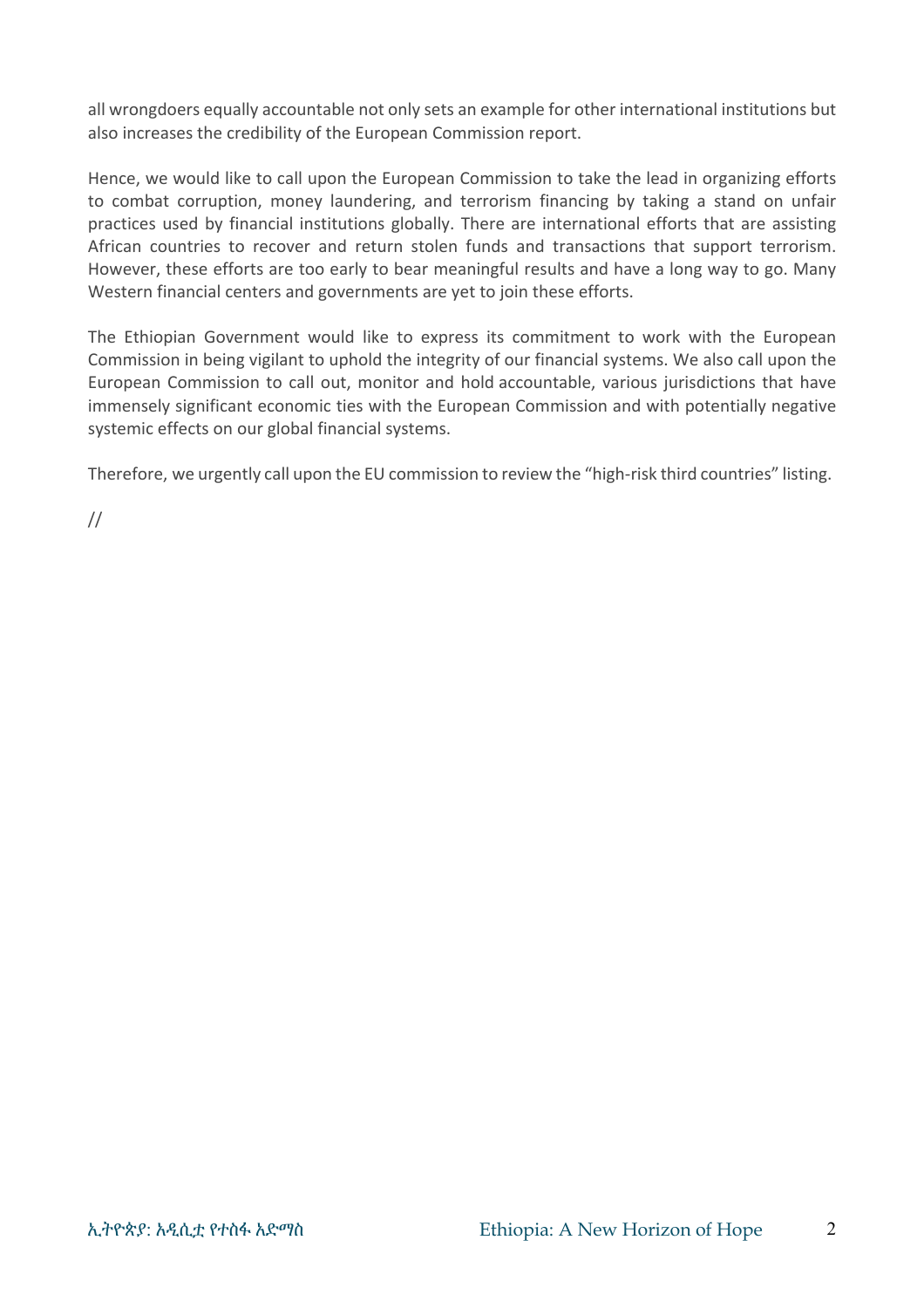all wrongdoers equally accountable not only sets an example for other international institutions but also increases the credibility of the European Commission report.

Hence, we would like to call upon the European Commission to take the lead in organizing efforts to combat corruption, money laundering, and terrorism financing by taking a stand on unfair practices used by financial institutions globally. There are international efforts that are assisting African countries to recover and return stolen funds and transactions that support terrorism. However, these efforts are too early to bear meaningful results and have a long way to go. Many Western financial centers and governments are yet to join these efforts.

The Ethiopian Government would like to express its commitment to work with the European Commission in being vigilant to uphold the integrity of our financial systems. We also call upon the European Commission to call out, monitor and hold accountable, various jurisdictions that have immensely significant economic ties with the European Commission and with potentially negative systemic effects on our global financial systems.

Therefore, we urgently call upon the EU commission to review the "high-risk third countries" listing.

//